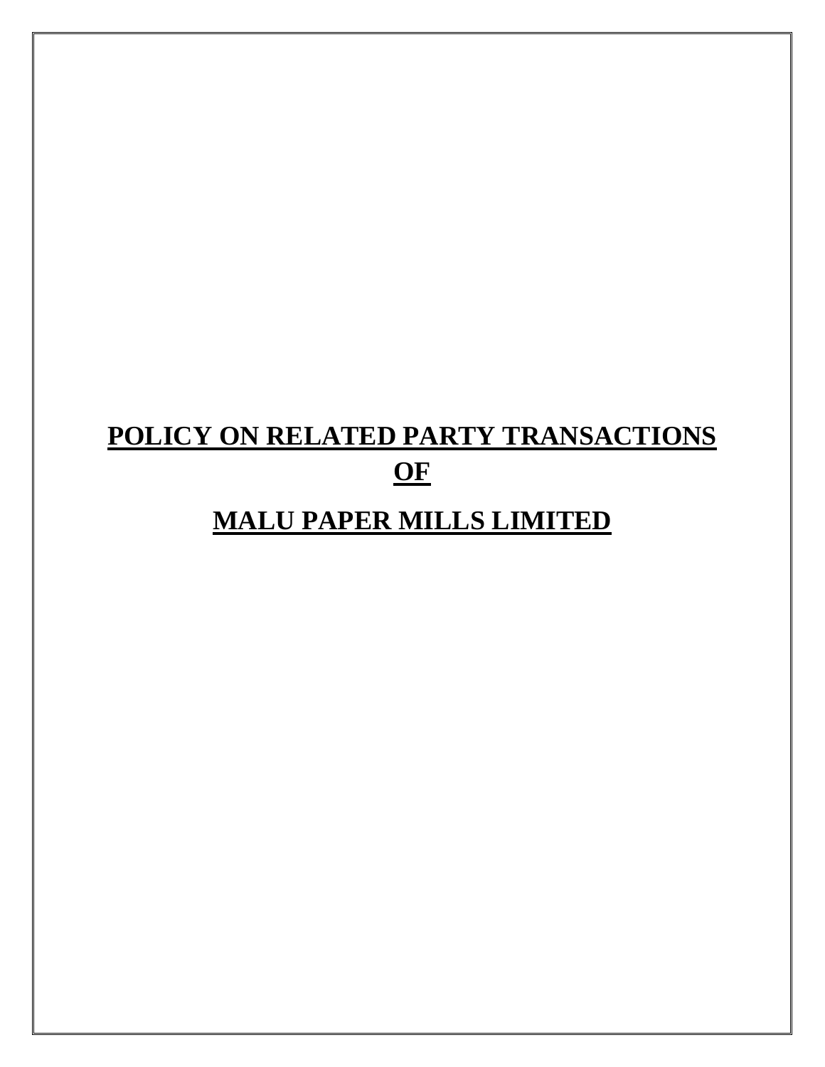# POLICY ON RELATED PARTY TRANSACTIONS OF

# MALU PAPER MILLS LIMITED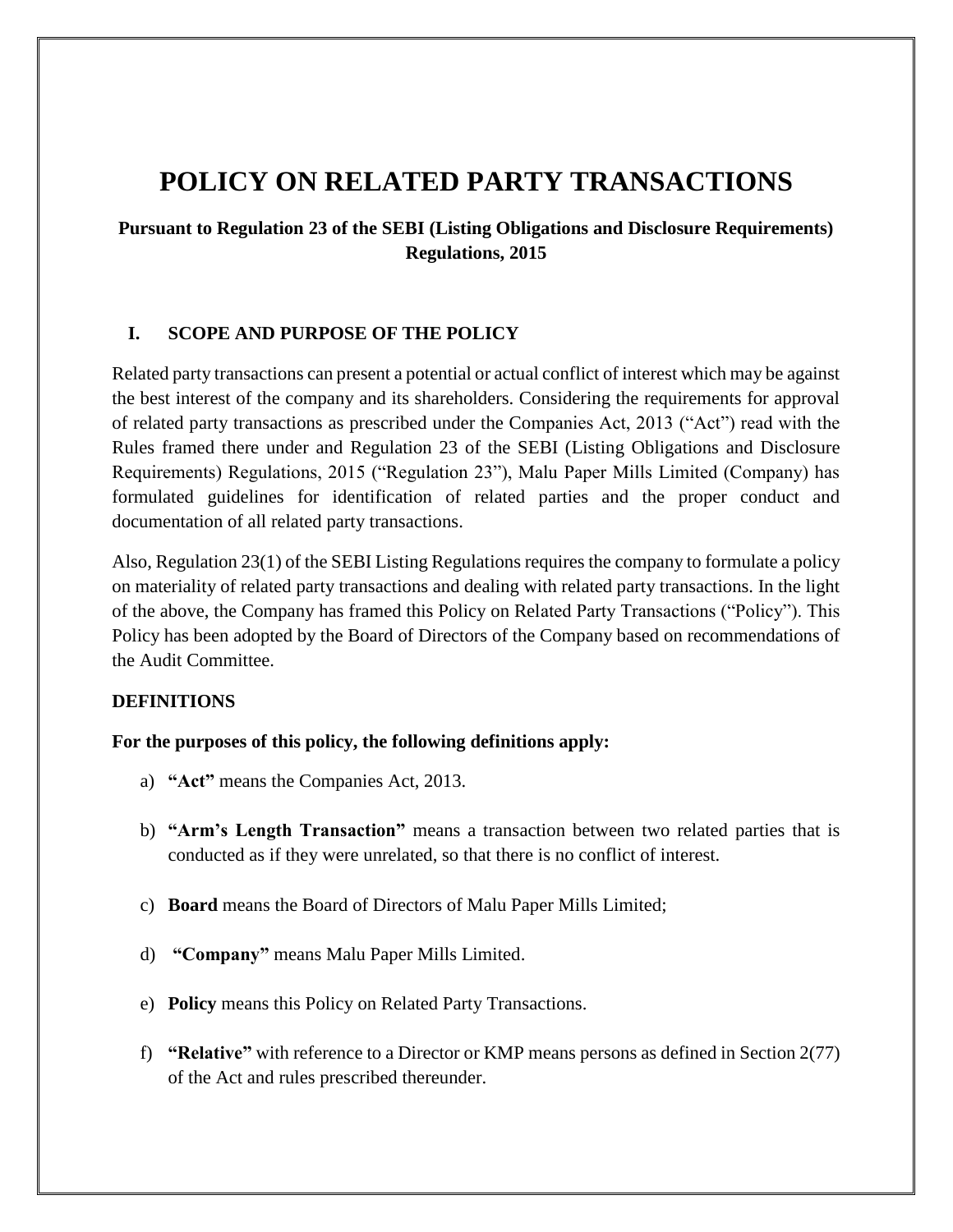# POLICY ON RELATED PARTY TRANSACTIONS

**Pursuant to Regulation 23 of the SEBI (Listing Obligations and Disclosure Requirements) Regulations, 2015**

## I. SCOPE AND PURPOSE OF THE POLICY

Related party transactions can present a potential or actual conflict of interest which may be against the best interest of the company and its shareholders. Considering the requirements for approval of related party transactions as prescribed under the Companies Act, 2013 ("Act") read with the Rules framed there under and Regulation 23 of the SEBI (Listing Obligations and Disclosure Requirements) Regulations, 2015 ("Regulation 23"), Malu Paper Mills Limited (Company) has formulated guidelines for identification of related parties and the proper conduct and documentation of all related party transactions.

Also, Regulation 23(1) of the SEBI Listing Regulations requires the company to formulate a policy on materiality of related party transactions and dealing with related party transactions. In the light of the above, the Company has framed this Policy on Related Party Transactions ("Policy"). This Policy has been adopted by the Board of Directors of the Company based on recommendations of the Audit Committee.

## DEFINITIONS

**For the purposes of this policy, the following definitions apply:**

a) **"Act"** means the Companies Act, 2013.

b) **"Arm's Length Transaction"** means a transaction between two related parties that is conducted as if they were unrelated, so that there is no conflict of interest.

c) **Board** means the Board of Directors of Malu Paper Mills Limited;

d) **"Company"** means Malu Paper Mills Limited.

e) **Policy** means this Policy on Related Party Transactions.

f) **"Relative"** with reference to a Director or KMP means persons as defined in Section 2(77) of the Act and rules prescribed thereunder.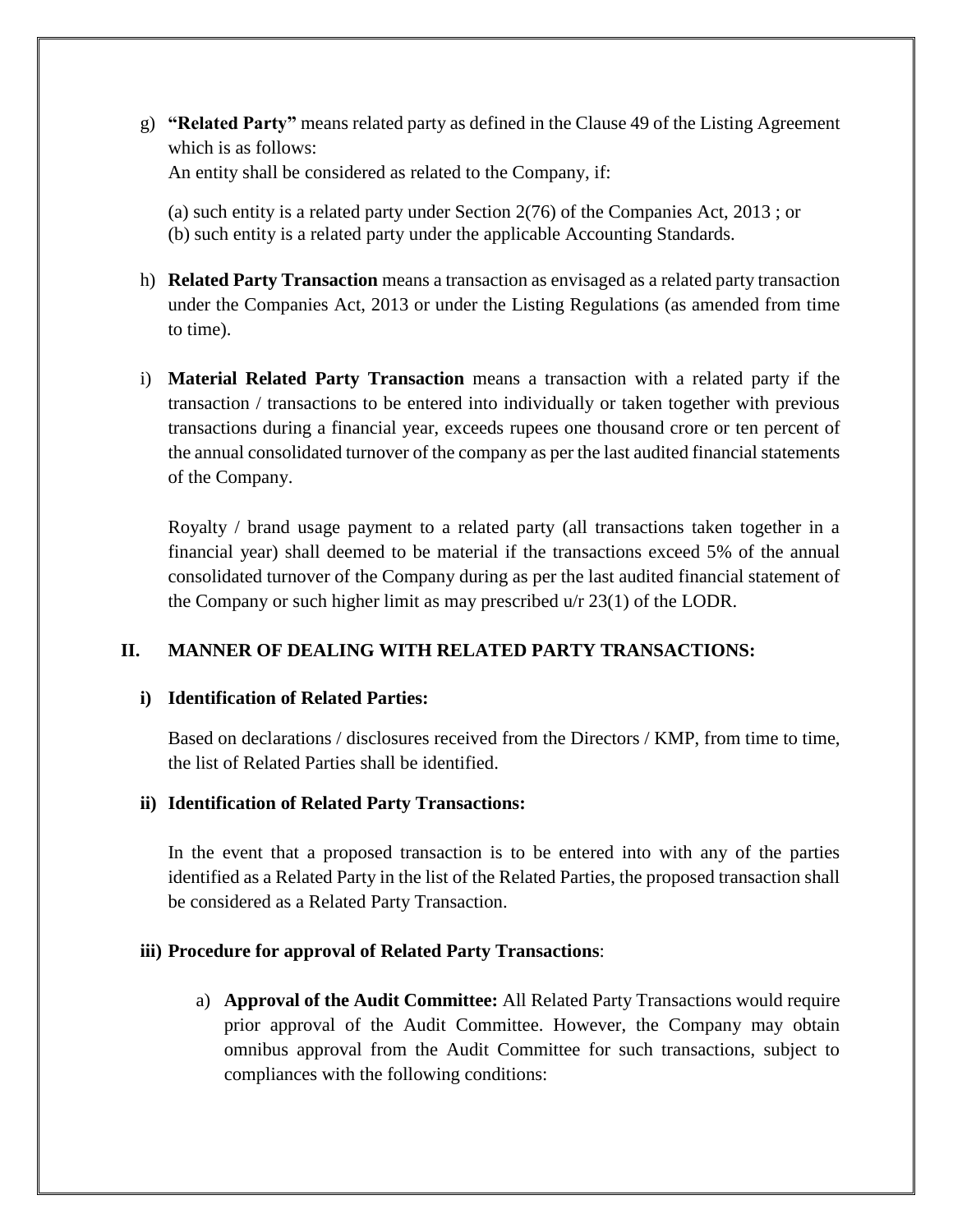g) **"Related Party"** means related party as defined in the Clause 49 of the Listing Agreement which is as follows:
An entity shall be considered as related to the Company, if:

(a) such entity is a related party under Section 2(76) of the Companies Act, 2013 ; or
(b) such entity is a related party under the applicable Accounting Standards.

h) **Related Party Transaction** means a transaction as envisaged as a related party transaction under the Companies Act, 2013 or under the Listing Regulations (as amended from time to time).

i) **Material Related Party Transaction** means a transaction with a related party if the transaction / transactions to be entered into individually or taken together with previous transactions during a financial year, exceeds rupees one thousand crore or ten percent of the annual consolidated turnover of the company as per the last audited financial statements of the Company.

Royalty / brand usage payment to a related party (all transactions taken together in a financial year) shall deemed to be material if the transactions exceed 5% of the annual consolidated turnover of the Company during as per the last audited financial statement of the Company or such higher limit as may prescribed u/r 23(1) of the LODR.

## II. MANNER OF DEALING WITH RELATED PARTY TRANSACTIONS:

### i) Identification of Related Parties:

Based on declarations / disclosures received from the Directors / KMP, from time to time, the list of Related Parties shall be identified.

### ii) Identification of Related Party Transactions:

In the event that a proposed transaction is to be entered into with any of the parties identified as a Related Party in the list of the Related Parties, the proposed transaction shall be considered as a Related Party Transaction.

### iii) Procedure for approval of Related Party Transactions:

a) **Approval of the Audit Committee:** All Related Party Transactions would require prior approval of the Audit Committee. However, the Company may obtain omnibus approval from the Audit Committee for such transactions, subject to compliances with the following conditions: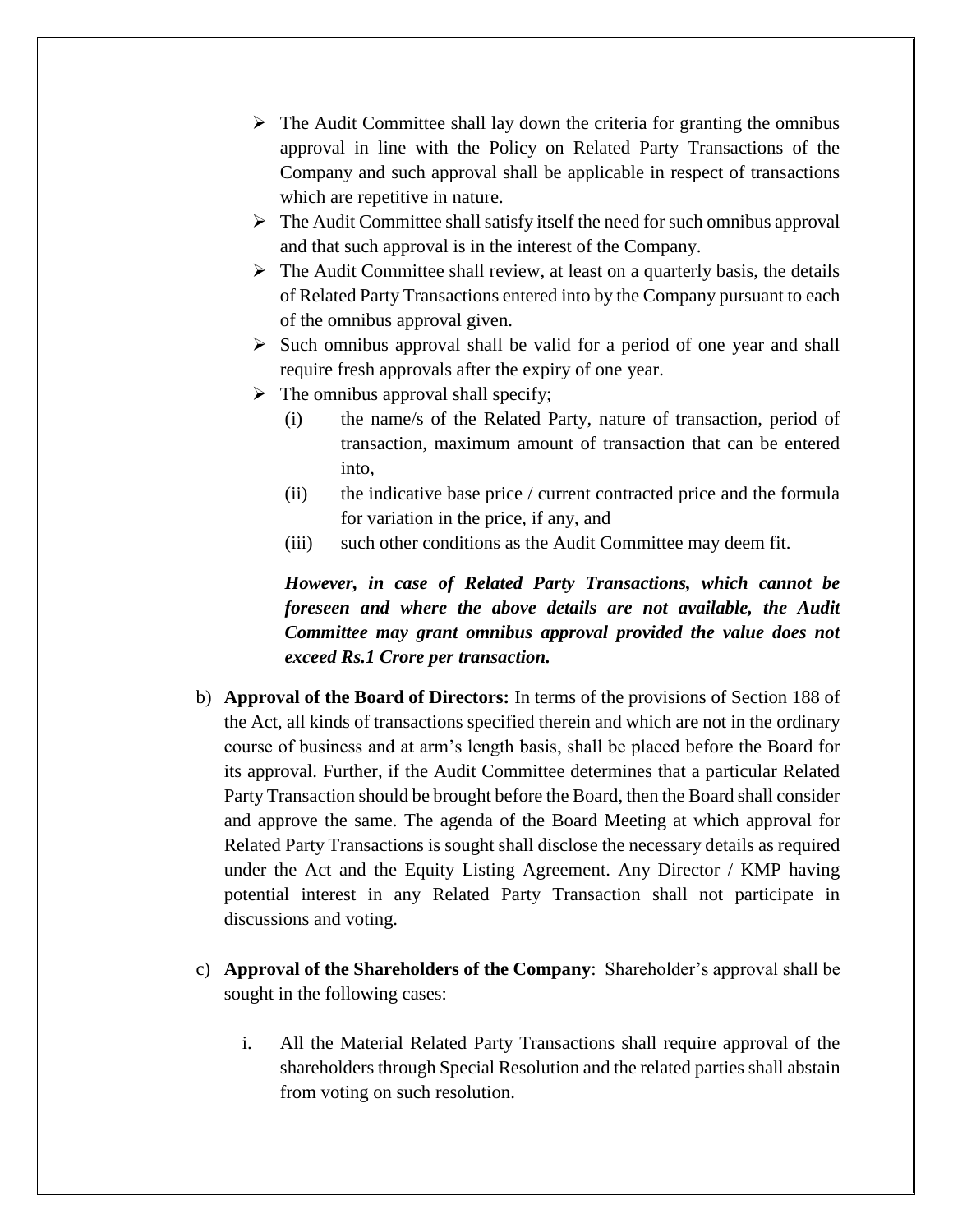- The Audit Committee shall lay down the criteria for granting the omnibus approval in line with the Policy on Related Party Transactions of the Company and such approval shall be applicable in respect of transactions which are repetitive in nature.
- The Audit Committee shall satisfy itself the need for such omnibus approval and that such approval is in the interest of the Company.
- The Audit Committee shall review, at least on a quarterly basis, the details of Related Party Transactions entered into by the Company pursuant to each of the omnibus approval given.
- Such omnibus approval shall be valid for a period of one year and shall require fresh approvals after the expiry of one year.
- The omnibus approval shall specify;
  - (i) the name/s of the Related Party, nature of transaction, period of transaction, maximum amount of transaction that can be entered into,
  - (ii) the indicative base price / current contracted price and the formula for variation in the price, if any, and
  - (iii) such other conditions as the Audit Committee may deem fit.

  ***However, in case of Related Party Transactions, which cannot be foreseen and where the above details are not available, the Audit Committee may grant omnibus approval provided the value does not exceed Rs.1 Crore per transaction.***

b) **Approval of the Board of Directors:** In terms of the provisions of Section 188 of the Act, all kinds of transactions specified therein and which are not in the ordinary course of business and at arm's length basis, shall be placed before the Board for its approval. Further, if the Audit Committee determines that a particular Related Party Transaction should be brought before the Board, then the Board shall consider and approve the same. The agenda of the Board Meeting at which approval for Related Party Transactions is sought shall disclose the necessary details as required under the Act and the Equity Listing Agreement. Any Director / KMP having potential interest in any Related Party Transaction shall not participate in discussions and voting.

c) **Approval of the Shareholders of the Company**: Shareholder's approval shall be sought in the following cases:

   i. All the Material Related Party Transactions shall require approval of the shareholders through Special Resolution and the related parties shall abstain from voting on such resolution.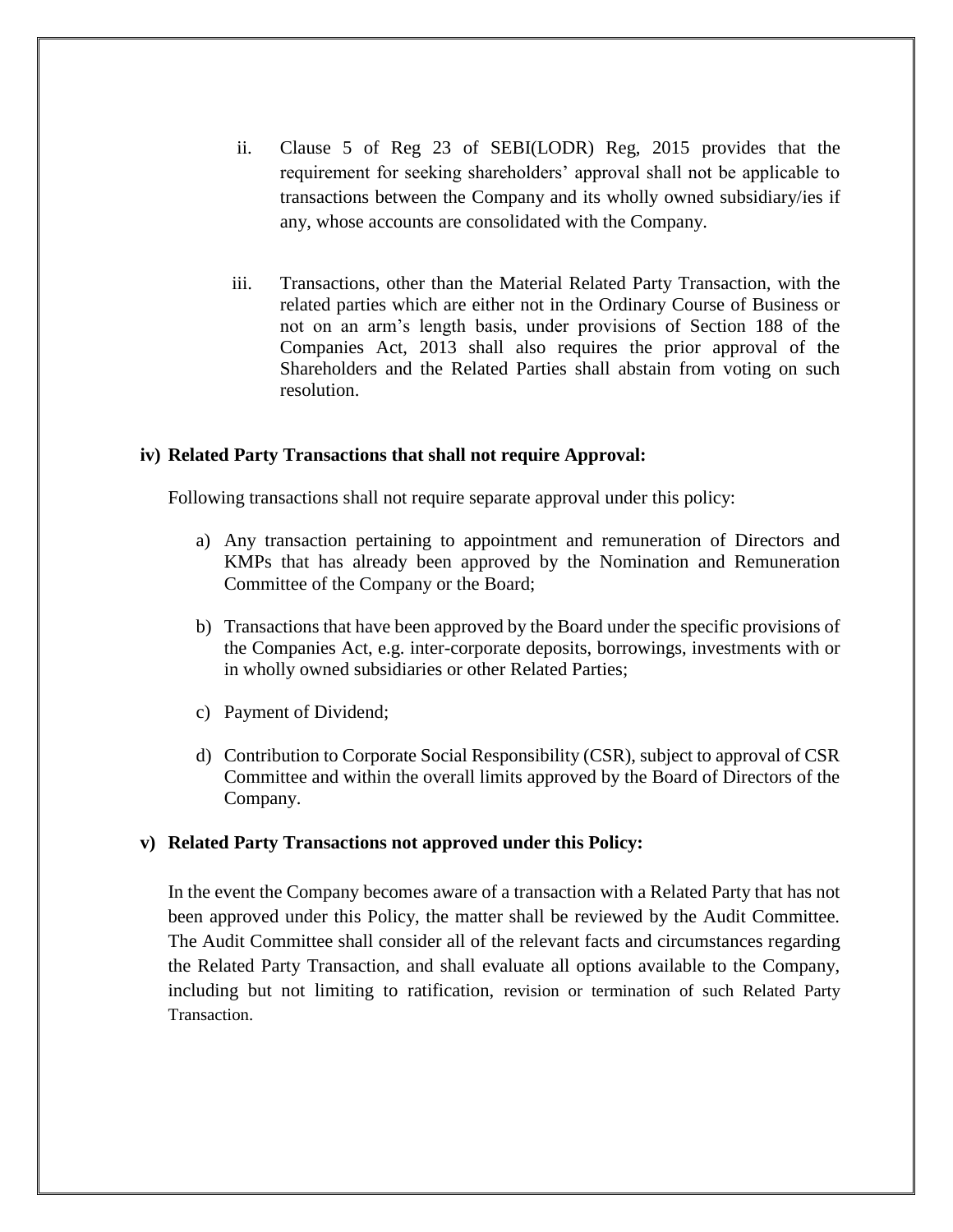ii. Clause 5 of Reg 23 of SEBI(LODR) Reg, 2015 provides that the requirement for seeking shareholders' approval shall not be applicable to transactions between the Company and its wholly owned subsidiary/ies if any, whose accounts are consolidated with the Company.

iii. Transactions, other than the Material Related Party Transaction, with the related parties which are either not in the Ordinary Course of Business or not on an arm's length basis, under provisions of Section 188 of the Companies Act, 2013 shall also requires the prior approval of the Shareholders and the Related Parties shall abstain from voting on such resolution.

**iv) Related Party Transactions that shall not require Approval:**

Following transactions shall not require separate approval under this policy:

a) Any transaction pertaining to appointment and remuneration of Directors and KMPs that has already been approved by the Nomination and Remuneration Committee of the Company or the Board;

b) Transactions that have been approved by the Board under the specific provisions of the Companies Act, e.g. inter-corporate deposits, borrowings, investments with or in wholly owned subsidiaries or other Related Parties;

c) Payment of Dividend;

d) Contribution to Corporate Social Responsibility (CSR), subject to approval of CSR Committee and within the overall limits approved by the Board of Directors of the Company.

**v) Related Party Transactions not approved under this Policy:**

In the event the Company becomes aware of a transaction with a Related Party that has not been approved under this Policy, the matter shall be reviewed by the Audit Committee. The Audit Committee shall consider all of the relevant facts and circumstances regarding the Related Party Transaction, and shall evaluate all options available to the Company, including but not limiting to ratification, revision or termination of such Related Party Transaction.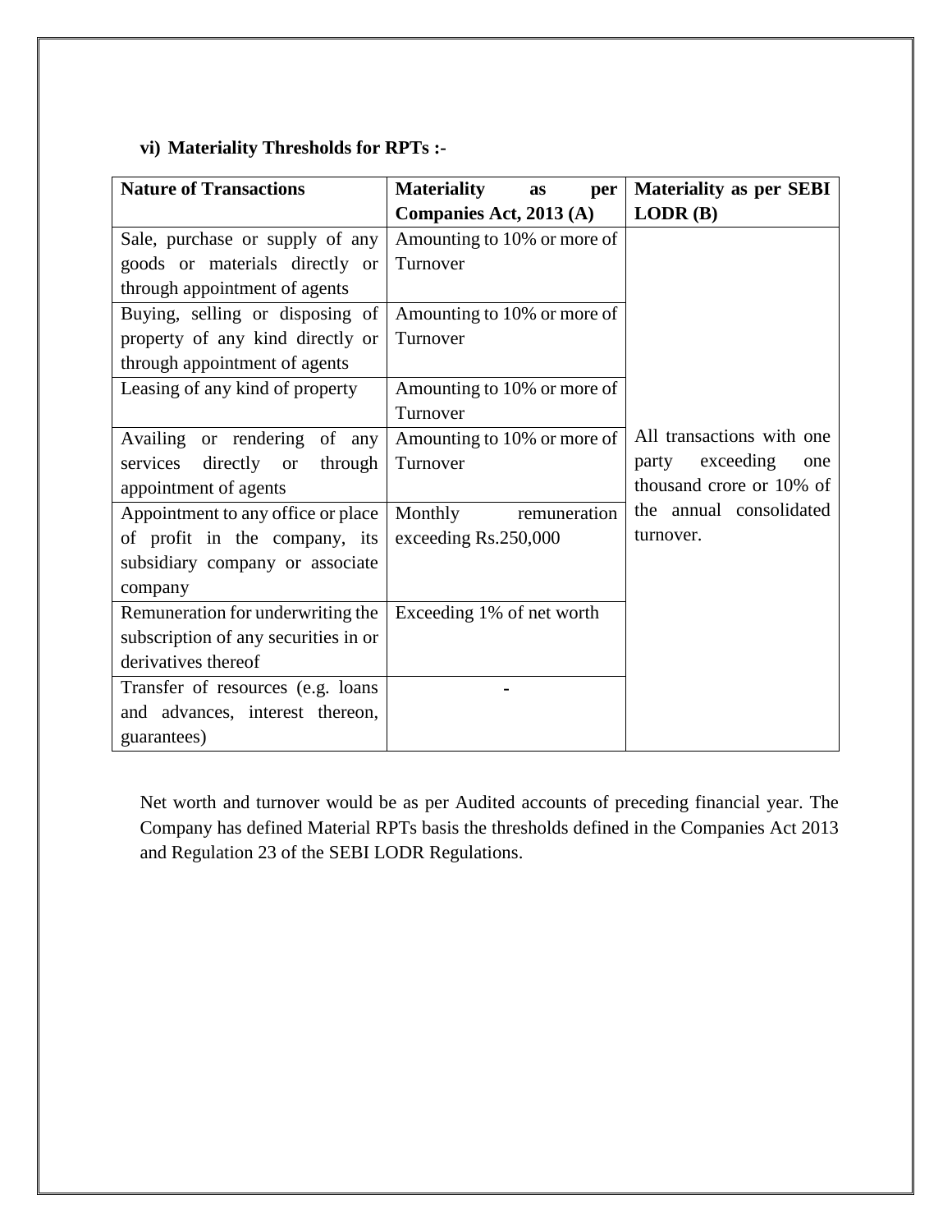### vi) Materiality Thresholds for RPTs :-

| Nature of Transactions | Materiality as per Companies Act, 2013 (A) | Materiality as per SEBI LODR (B) |
|---|---|---|
| Sale, purchase or supply of any goods or materials directly or through appointment of agents | Amounting to 10% or more of Turnover | All transactions with one party exceeding one thousand crore or 10% of the annual consolidated turnover. |
| Buying, selling or disposing of property of any kind directly or through appointment of agents | Amounting to 10% or more of Turnover | |
| Leasing of any kind of property | Amounting to 10% or more of Turnover | |
| Availing or rendering of any services directly or through appointment of agents | Amounting to 10% or more of Turnover | |
| Appointment to any office or place of profit in the company, its subsidiary company or associate company | Monthly remuneration exceeding Rs.250,000 | |
| Remuneration for underwriting the subscription of any securities in or derivatives thereof | Exceeding 1% of net worth | |
| Transfer of resources (e.g. loans and advances, interest thereon, guarantees) | - | |

Net worth and turnover would be as per Audited accounts of preceding financial year. The Company has defined Material RPTs basis the thresholds defined in the Companies Act 2013 and Regulation 23 of the SEBI LODR Regulations.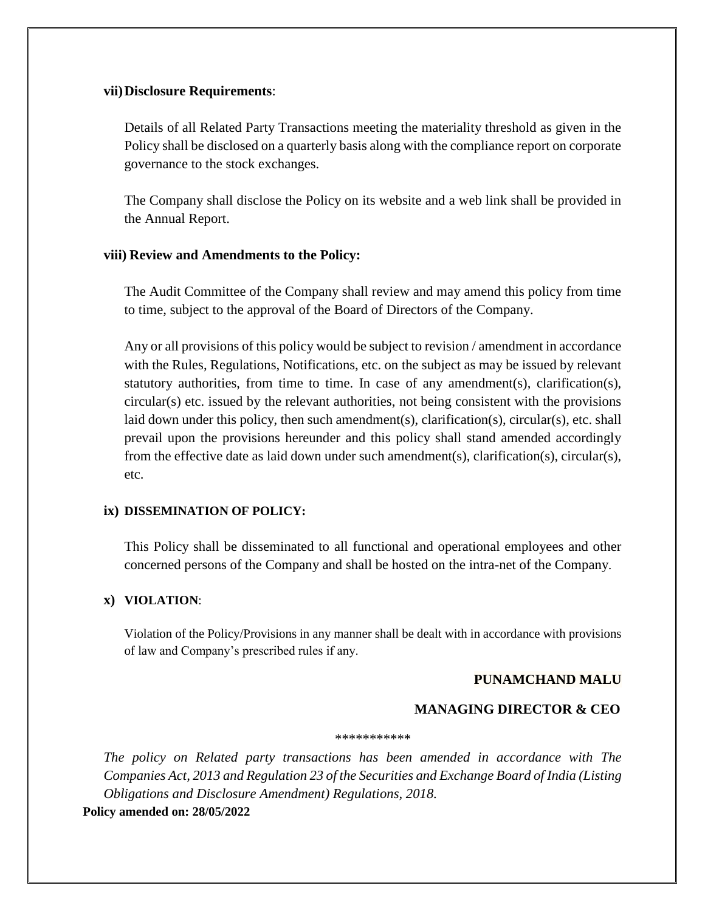**vii) Disclosure Requirements**:

Details of all Related Party Transactions meeting the materiality threshold as given in the Policy shall be disclosed on a quarterly basis along with the compliance report on corporate governance to the stock exchanges.

The Company shall disclose the Policy on its website and a web link shall be provided in the Annual Report.

**viii) Review and Amendments to the Policy:**

The Audit Committee of the Company shall review and may amend this policy from time to time, subject to the approval of the Board of Directors of the Company.

Any or all provisions of this policy would be subject to revision / amendment in accordance with the Rules, Regulations, Notifications, etc. on the subject as may be issued by relevant statutory authorities, from time to time. In case of any amendment(s), clarification(s), circular(s) etc. issued by the relevant authorities, not being consistent with the provisions laid down under this policy, then such amendment(s), clarification(s), circular(s), etc. shall prevail upon the provisions hereunder and this policy shall stand amended accordingly from the effective date as laid down under such amendment(s), clarification(s), circular(s), etc.

**ix) DISSEMINATION OF POLICY:**

This Policy shall be disseminated to all functional and operational employees and other concerned persons of the Company and shall be hosted on the intra-net of the Company.

**x) VIOLATION**:

Violation of the Policy/Provisions in any manner shall be dealt with in accordance with provisions of law and Company's prescribed rules if any.

**PUNAMCHAND MALU**

**MANAGING DIRECTOR & CEO**

***********

*The policy on Related party transactions has been amended in accordance with The Companies Act, 2013 and Regulation 23 of the Securities and Exchange Board of India (Listing Obligations and Disclosure Amendment) Regulations, 2018.*

**Policy amended on: 28/05/2022**